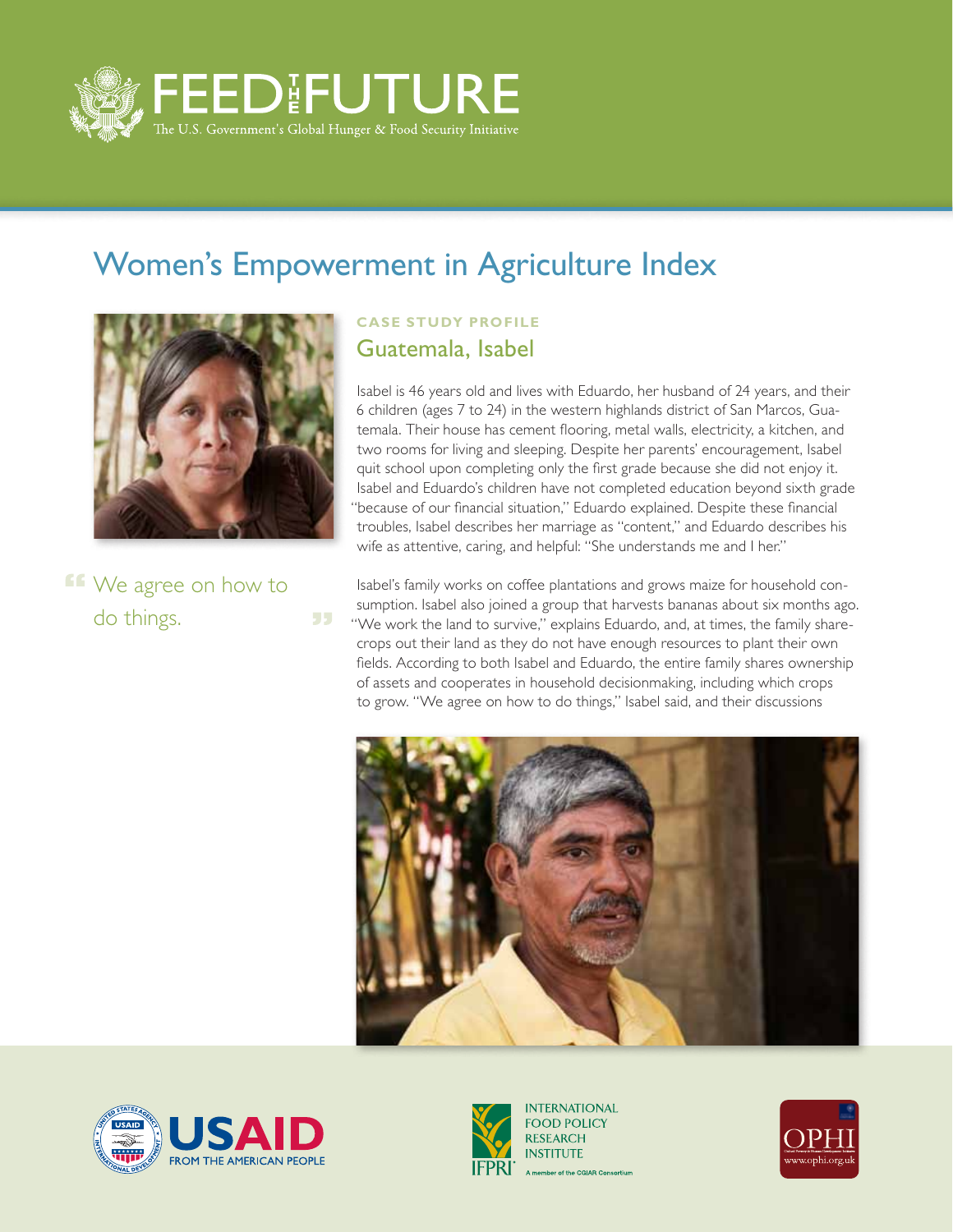# FEED THE FUTURE

The U.S. Government's Global Hunger & Food Security Initiative

## Women's Empowerment in Agriculture Index

> "We agree on how to do things."

### CASE STUDY PROFILE

## Guatemala, Isabel

Isabel is 46 years old and lives with Eduardo, her husband of 24 years, and their 6 children (ages 7 to 24) in the western highlands district of San Marcos, Guatemala. Their house has cement flooring, metal walls, electricity, a kitchen, and two rooms for living and sleeping. Despite her parents' encouragement, Isabel quit school upon completing only the first grade because she did not enjoy it. Isabel and Eduardo's children have not completed education beyond sixth grade "because of our financial situation," Eduardo explained. Despite these financial troubles, Isabel describes her marriage as "content," and Eduardo describes his wife as attentive, caring, and helpful: "She understands me and I her."

Isabel's family works on coffee plantations and grows maize for household consumption. Isabel also joined a group that harvests bananas about six months ago. "We work the land to survive," explains Eduardo, and, at times, the family sharecrops out their land as they do not have enough resources to plant their own fields. According to both Isabel and Eduardo, the entire family shares ownership of assets and cooperates in household decisionmaking, including which crops to grow. "We agree on how to do things," Isabel said, and their discussions

USAID FROM THE AMERICAN PEOPLE

INTERNATIONAL FOOD POLICY RESEARCH INSTITUTE — IFPRI — A member of the CGIAR Consortium

OPHI — www.ophi.org.uk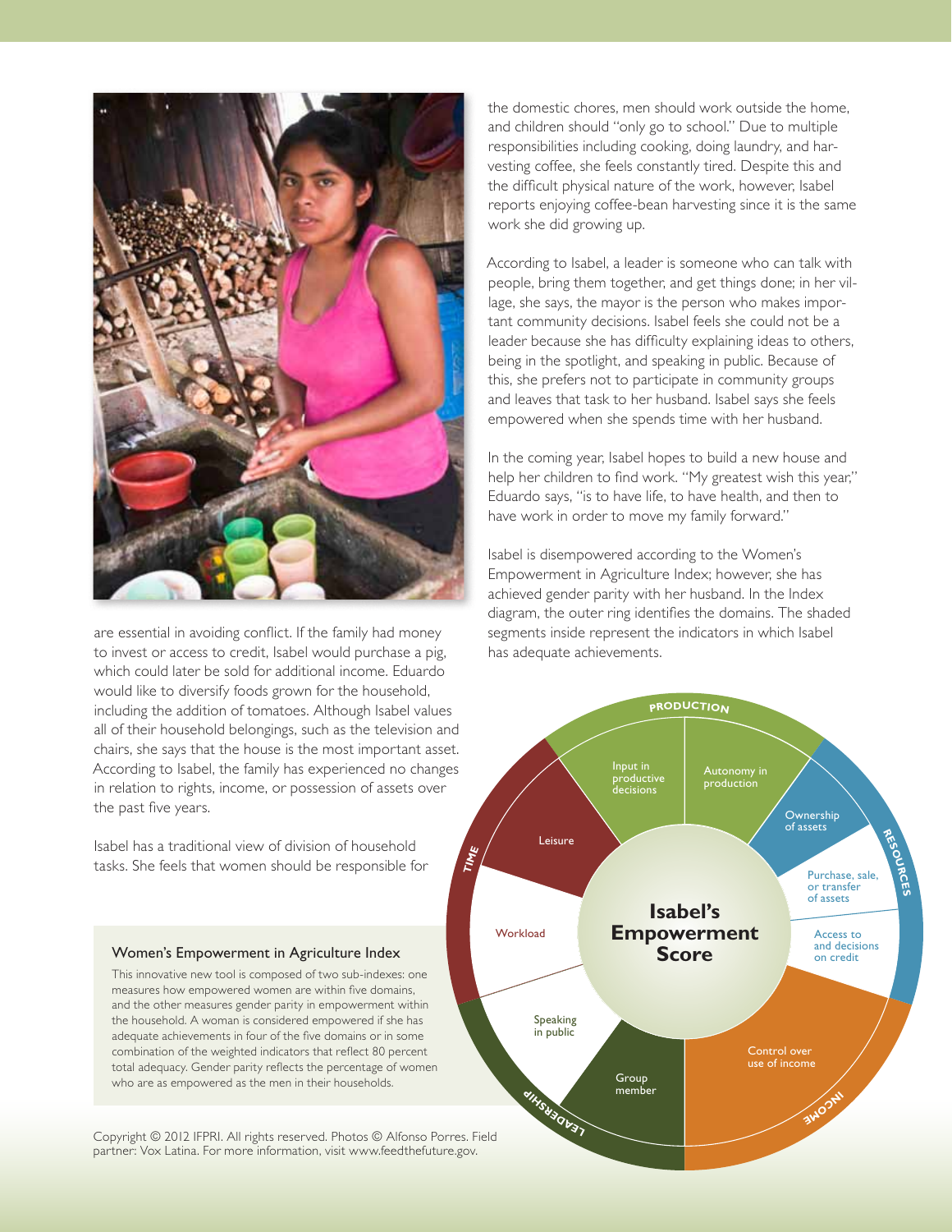are essential in avoiding conflict. If the family had money to invest or access to credit, Isabel would purchase a pig, which could later be sold for additional income. Eduardo would like to diversify foods grown for the household, including the addition of tomatoes. Although Isabel values all of their household belongings, such as the television and chairs, she says that the house is the most important asset. According to Isabel, the family has experienced no changes in relation to rights, income, or possession of assets over the past five years.

Isabel has a traditional view of division of household tasks. She feels that women should be responsible for the domestic chores, men should work outside the home, and children should "only go to school." Due to multiple responsibilities including cooking, doing laundry, and harvesting coffee, she feels constantly tired. Despite this and the difficult physical nature of the work, however, Isabel reports enjoying coffee-bean harvesting since it is the same work she did growing up.

According to Isabel, a leader is someone who can talk with people, bring them together, and get things done; in her village, she says, the mayor is the person who makes important community decisions. Isabel feels she could not be a leader because she has difficulty explaining ideas to others, being in the spotlight, and speaking in public. Because of this, she prefers not to participate in community groups and leaves that task to her husband. Isabel says she feels empowered when she spends time with her husband.

In the coming year, Isabel hopes to build a new house and help her children to find work. "My greatest wish this year," Eduardo says, "is to have life, to have health, and then to have work in order to move my family forward."

Isabel is disempowered according to the Women's Empowerment in Agriculture Index; however, she has achieved gender parity with her husband. In the Index diagram, the outer ring identifies the domains. The shaded segments inside represent the indicators in which Isabel has adequate achievements.

### Women's Empowerment in Agriculture Index

This innovative new tool is composed of two sub-indexes: one measures how empowered women are within five domains, and the other measures gender parity in empowerment within the household. A woman is considered empowered if she has adequate achievements in four of the five domains or in some combination of the weighted indicators that reflect 80 percent total adequacy. Gender parity reflects the percentage of women who are as empowered as the men in their households.

Isabel's Empowerment Score

PRODUCTION
Input in productive decisions
Autonomy in production

RESOURCES
Ownership of assets
Purchase, sale, or transfer of assets
Access to and decisions on credit

INCOME
Control over use of income

LEADERSHIP
Group member
Speaking in public

TIME
Workload
Leisure

Copyright © 2012 IFPRI. All rights reserved. Photos © Alfonso Porres. Field partner: Vox Latina. For more information, visit www.feedthefuture.gov.